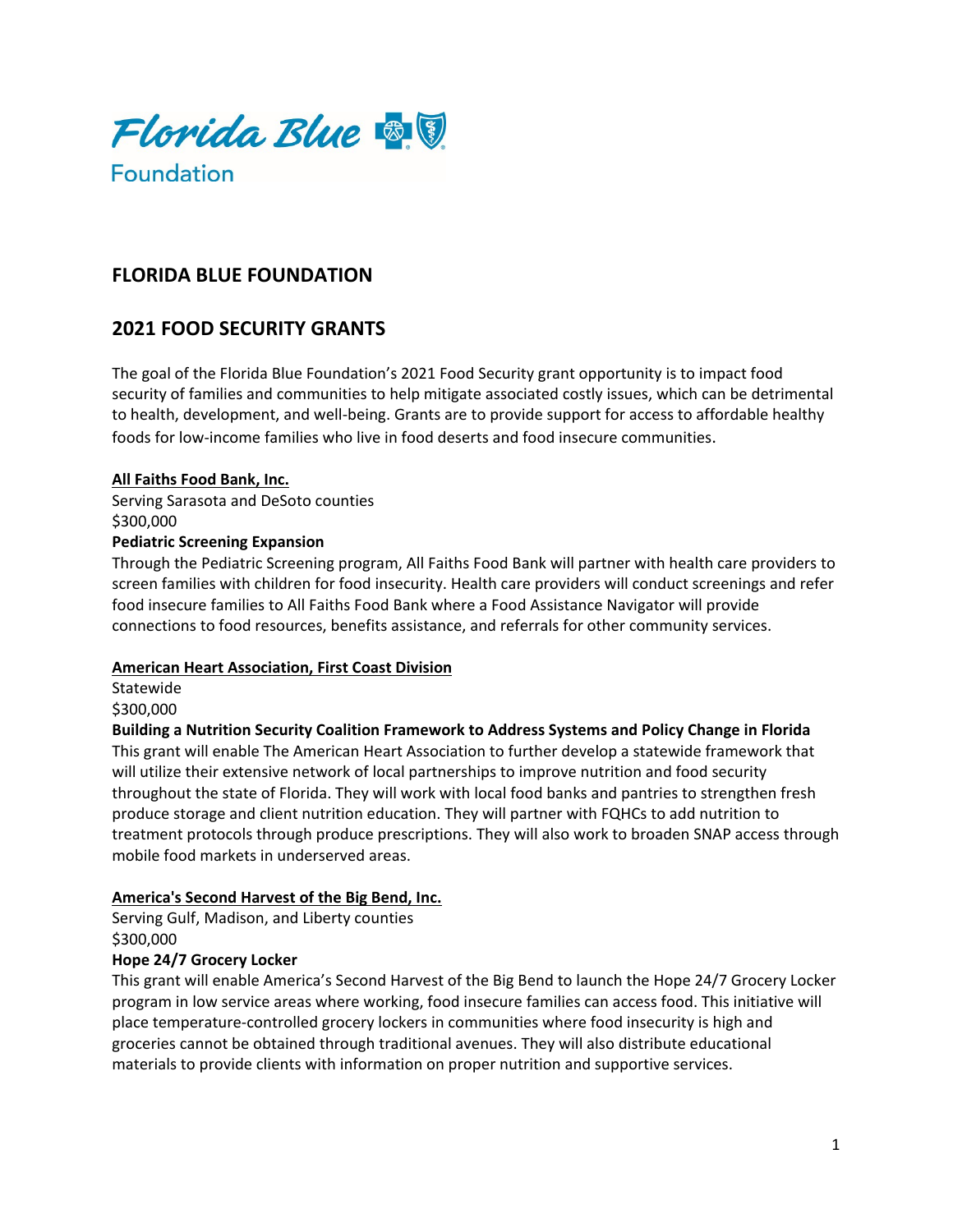Florida Blue Foundation

# FLORIDA BLUE FOUNDATION

## 2021 FOOD SECURITY GRANTS

The goal of the Florida Blue Foundation's 2021 Food Security grant opportunity is to impact food security of families and communities to help mitigate associated costly issues, which can be detrimental to health, development, and well-being. Grants are to provide support for access to affordable healthy foods for low-income families who live in food deserts and food insecure communities.

**All Faiths Food Bank, Inc.**
Serving Sarasota and DeSoto counties
$300,000
**Pediatric Screening Expansion**
Through the Pediatric Screening program, All Faiths Food Bank will partner with health care providers to screen families with children for food insecurity. Health care providers will conduct screenings and refer food insecure families to All Faiths Food Bank where a Food Assistance Navigator will provide connections to food resources, benefits assistance, and referrals for other community services.

**American Heart Association, First Coast Division**
Statewide
$300,000
**Building a Nutrition Security Coalition Framework to Address Systems and Policy Change in Florida**
This grant will enable The American Heart Association to further develop a statewide framework that will utilize their extensive network of local partnerships to improve nutrition and food security throughout the state of Florida. They will work with local food banks and pantries to strengthen fresh produce storage and client nutrition education. They will partner with FQHCs to add nutrition to treatment protocols through produce prescriptions. They will also work to broaden SNAP access through mobile food markets in underserved areas.

**America's Second Harvest of the Big Bend, Inc.**
Serving Gulf, Madison, and Liberty counties
$300,000
**Hope 24/7 Grocery Locker**
This grant will enable America's Second Harvest of the Big Bend to launch the Hope 24/7 Grocery Locker program in low service areas where working, food insecure families can access food. This initiative will place temperature-controlled grocery lockers in communities where food insecurity is high and groceries cannot be obtained through traditional avenues. They will also distribute educational materials to provide clients with information on proper nutrition and supportive services.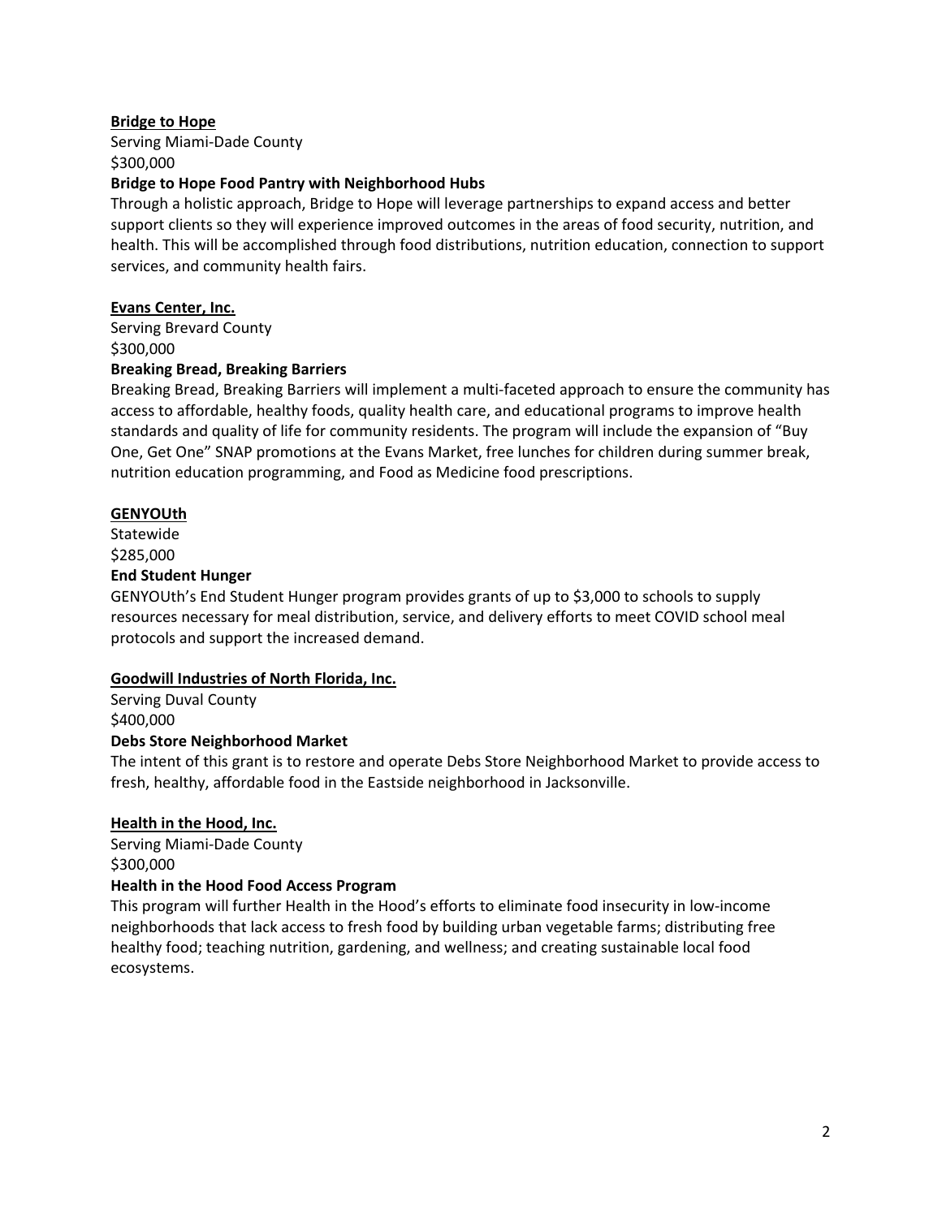**Bridge to Hope**

Serving Miami-Dade County

$300,000

**Bridge to Hope Food Pantry with Neighborhood Hubs**

Through a holistic approach, Bridge to Hope will leverage partnerships to expand access and better support clients so they will experience improved outcomes in the areas of food security, nutrition, and health. This will be accomplished through food distributions, nutrition education, connection to support services, and community health fairs.

**Evans Center, Inc.**

Serving Brevard County

$300,000

**Breaking Bread, Breaking Barriers**

Breaking Bread, Breaking Barriers will implement a multi-faceted approach to ensure the community has access to affordable, healthy foods, quality health care, and educational programs to improve health standards and quality of life for community residents. The program will include the expansion of "Buy One, Get One" SNAP promotions at the Evans Market, free lunches for children during summer break, nutrition education programming, and Food as Medicine food prescriptions.

**GENYOUth**

Statewide

$285,000

**End Student Hunger**

GENYOUth's End Student Hunger program provides grants of up to $3,000 to schools to supply resources necessary for meal distribution, service, and delivery efforts to meet COVID school meal protocols and support the increased demand.

**Goodwill Industries of North Florida, Inc.**

Serving Duval County

$400,000

**Debs Store Neighborhood Market**

The intent of this grant is to restore and operate Debs Store Neighborhood Market to provide access to fresh, healthy, affordable food in the Eastside neighborhood in Jacksonville.

**Health in the Hood, Inc.**

Serving Miami-Dade County

$300,000

**Health in the Hood Food Access Program**

This program will further Health in the Hood's efforts to eliminate food insecurity in low-income neighborhoods that lack access to fresh food by building urban vegetable farms; distributing free healthy food; teaching nutrition, gardening, and wellness; and creating sustainable local food ecosystems.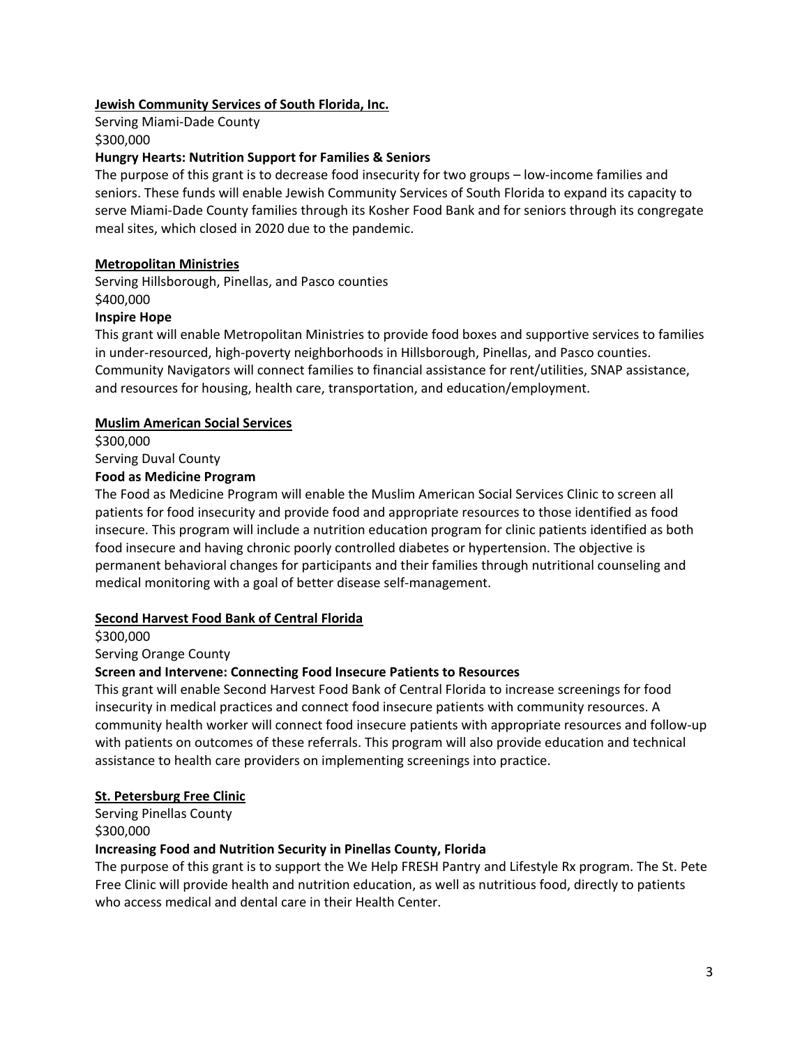**<u>Jewish Community Services of South Florida, Inc.</u>**

Serving Miami-Dade County

$300,000

**Hungry Hearts: Nutrition Support for Families & Seniors**

The purpose of this grant is to decrease food insecurity for two groups – low-income families and seniors. These funds will enable Jewish Community Services of South Florida to expand its capacity to serve Miami-Dade County families through its Kosher Food Bank and for seniors through its congregate meal sites, which closed in 2020 due to the pandemic.

**<u>Metropolitan Ministries</u>**

Serving Hillsborough, Pinellas, and Pasco counties

$400,000

**Inspire Hope**

This grant will enable Metropolitan Ministries to provide food boxes and supportive services to families in under-resourced, high-poverty neighborhoods in Hillsborough, Pinellas, and Pasco counties. Community Navigators will connect families to financial assistance for rent/utilities, SNAP assistance, and resources for housing, health care, transportation, and education/employment.

**<u>Muslim American Social Services</u>**

$300,000

Serving Duval County

**Food as Medicine Program**

The Food as Medicine Program will enable the Muslim American Social Services Clinic to screen all patients for food insecurity and provide food and appropriate resources to those identified as food insecure. This program will include a nutrition education program for clinic patients identified as both food insecure and having chronic poorly controlled diabetes or hypertension. The objective is permanent behavioral changes for participants and their families through nutritional counseling and medical monitoring with a goal of better disease self-management.

**<u>Second Harvest Food Bank of Central Florida</u>**

$300,000

Serving Orange County

**Screen and Intervene: Connecting Food Insecure Patients to Resources**

This grant will enable Second Harvest Food Bank of Central Florida to increase screenings for food insecurity in medical practices and connect food insecure patients with community resources. A community health worker will connect food insecure patients with appropriate resources and follow-up with patients on outcomes of these referrals. This program will also provide education and technical assistance to health care providers on implementing screenings into practice.

**<u>St. Petersburg Free Clinic</u>**

Serving Pinellas County

$300,000

**Increasing Food and Nutrition Security in Pinellas County, Florida**

The purpose of this grant is to support the We Help FRESH Pantry and Lifestyle Rx program. The St. Pete Free Clinic will provide health and nutrition education, as well as nutritious food, directly to patients who access medical and dental care in their Health Center.